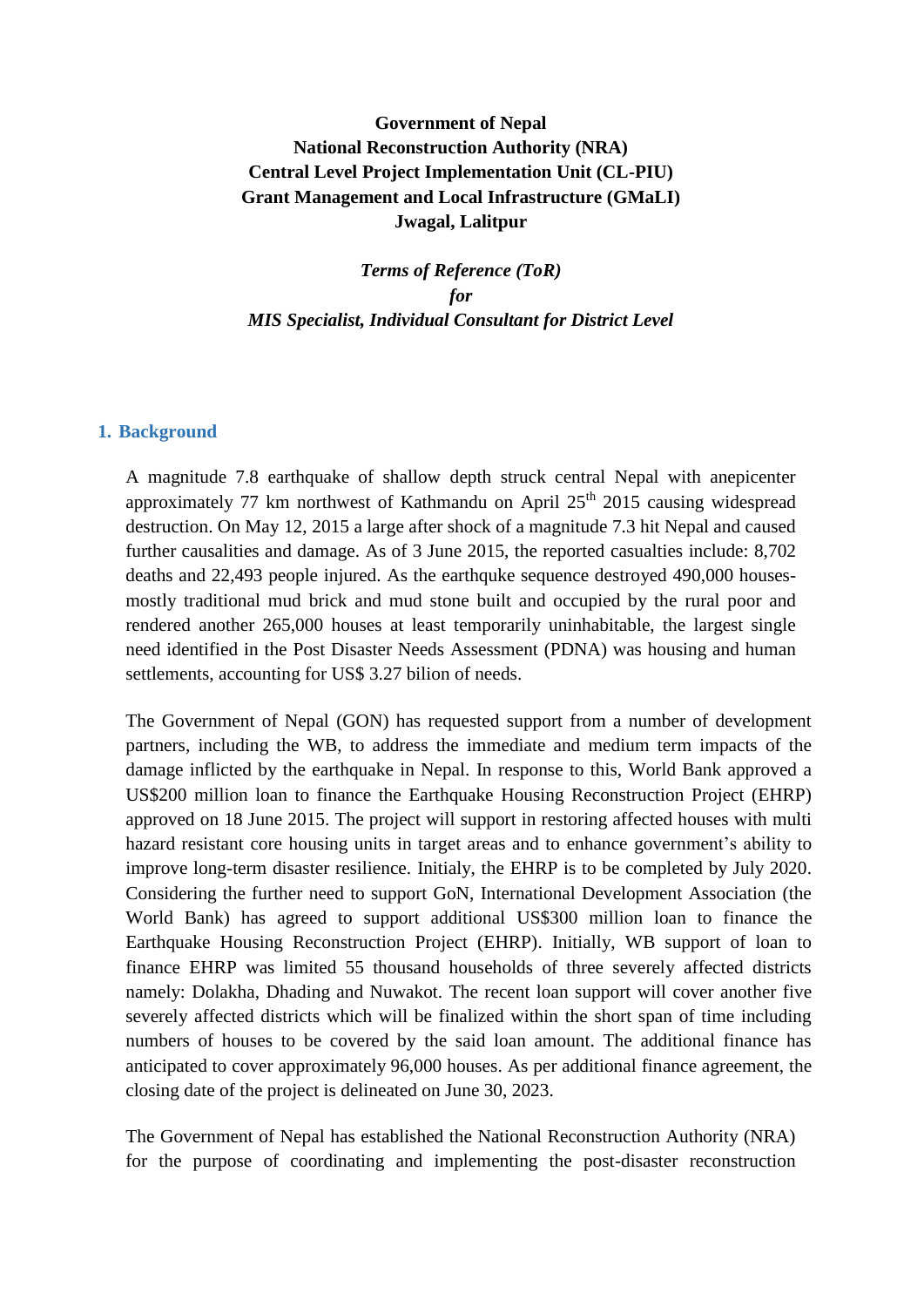**Government of Nepal**
**National Reconstruction Authority (NRA)**
**Central Level Project Implementation Unit (CL-PIU)**
**Grant Management and Local Infrastructure (GMaLI)**
**Jwagal, Lalitpur**

***Terms of Reference (ToR)***
***for***
***MIS Specialist, Individual Consultant for District Level***

## 1. Background

A magnitude 7.8 earthquake of shallow depth struck central Nepal with anepicenter approximately 77 km northwest of Kathmandu on April 25th 2015 causing widespread destruction. On May 12, 2015 a large after shock of a magnitude 7.3 hit Nepal and caused further causalities and damage. As of 3 June 2015, the reported casualties include: 8,702 deaths and 22,493 people injured. As the earthquke sequence destroyed 490,000 houses- mostly traditional mud brick and mud stone built and occupied by the rural poor and rendered another 265,000 houses at least temporarily uninhabitable, the largest single need identified in the Post Disaster Needs Assessment (PDNA) was housing and human settlements, accounting for US$ 3.27 bilion of needs.

The Government of Nepal (GON) has requested support from a number of development partners, including the WB, to address the immediate and medium term impacts of the damage inflicted by the earthquake in Nepal. In response to this, World Bank approved a US$200 million loan to finance the Earthquake Housing Reconstruction Project (EHRP) approved on 18 June 2015. The project will support in restoring affected houses with multi hazard resistant core housing units in target areas and to enhance government's ability to improve long-term disaster resilience. Initialy, the EHRP is to be completed by July 2020. Considering the further need to support GoN, International Development Association (the World Bank) has agreed to support additional US$300 million loan to finance the Earthquake Housing Reconstruction Project (EHRP). Initially, WB support of loan to finance EHRP was limited 55 thousand households of three severely affected districts namely: Dolakha, Dhading and Nuwakot. The recent loan support will cover another five severely affected districts which will be finalized within the short span of time including numbers of houses to be covered by the said loan amount. The additional finance has anticipated to cover approximately 96,000 houses. As per additional finance agreement, the closing date of the project is delineated on June 30, 2023.

The Government of Nepal has established the National Reconstruction Authority (NRA) for the purpose of coordinating and implementing the post-disaster reconstruction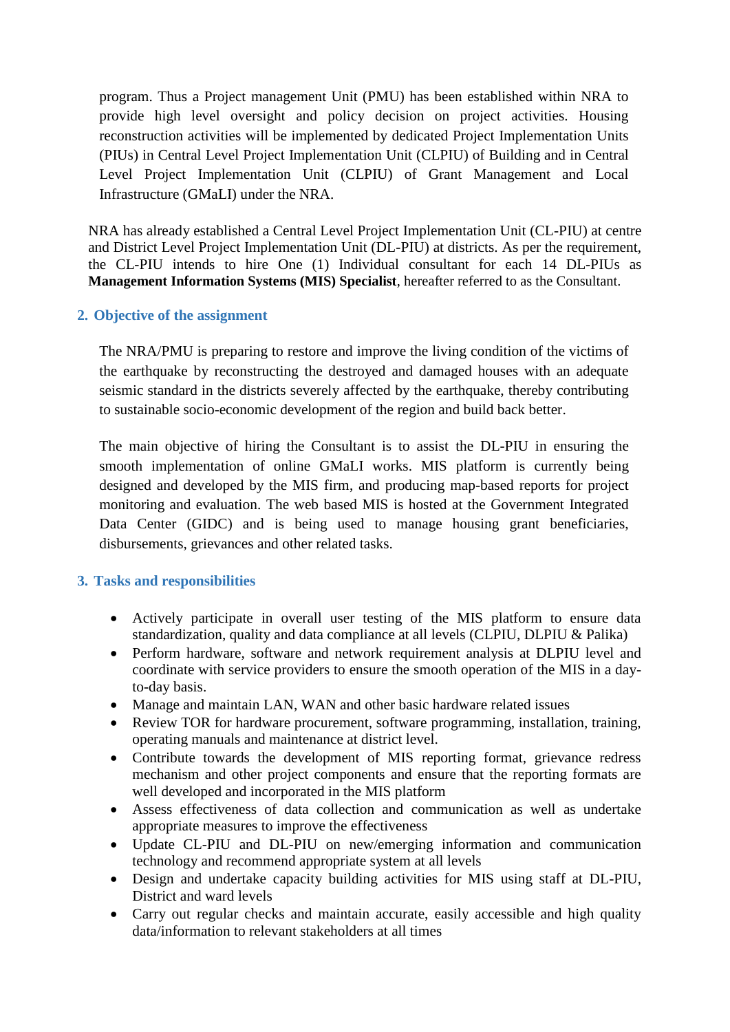program. Thus a Project management Unit (PMU) has been established within NRA to provide high level oversight and policy decision on project activities. Housing reconstruction activities will be implemented by dedicated Project Implementation Units (PIUs) in Central Level Project Implementation Unit (CLPIU) of Building and in Central Level Project Implementation Unit (CLPIU) of Grant Management and Local Infrastructure (GMaLI) under the NRA.

NRA has already established a Central Level Project Implementation Unit (CL-PIU) at centre and District Level Project Implementation Unit (DL-PIU) at districts. As per the requirement, the CL-PIU intends to hire One (1) Individual consultant for each 14 DL-PIUs as **Management Information Systems (MIS) Specialist**, hereafter referred to as the Consultant.

## 2. Objective of the assignment

The NRA/PMU is preparing to restore and improve the living condition of the victims of the earthquake by reconstructing the destroyed and damaged houses with an adequate seismic standard in the districts severely affected by the earthquake, thereby contributing to sustainable socio-economic development of the region and build back better.

The main objective of hiring the Consultant is to assist the DL-PIU in ensuring the smooth implementation of online GMaLI works. MIS platform is currently being designed and developed by the MIS firm, and producing map-based reports for project monitoring and evaluation. The web based MIS is hosted at the Government Integrated Data Center (GIDC) and is being used to manage housing grant beneficiaries, disbursements, grievances and other related tasks.

## 3. Tasks and responsibilities

- Actively participate in overall user testing of the MIS platform to ensure data standardization, quality and data compliance at all levels (CLPIU, DLPIU & Palika)
- Perform hardware, software and network requirement analysis at DLPIU level and coordinate with service providers to ensure the smooth operation of the MIS in a day-to-day basis.
- Manage and maintain LAN, WAN and other basic hardware related issues
- Review TOR for hardware procurement, software programming, installation, training, operating manuals and maintenance at district level.
- Contribute towards the development of MIS reporting format, grievance redress mechanism and other project components and ensure that the reporting formats are well developed and incorporated in the MIS platform
- Assess effectiveness of data collection and communication as well as undertake appropriate measures to improve the effectiveness
- Update CL-PIU and DL-PIU on new/emerging information and communication technology and recommend appropriate system at all levels
- Design and undertake capacity building activities for MIS using staff at DL-PIU, District and ward levels
- Carry out regular checks and maintain accurate, easily accessible and high quality data/information to relevant stakeholders at all times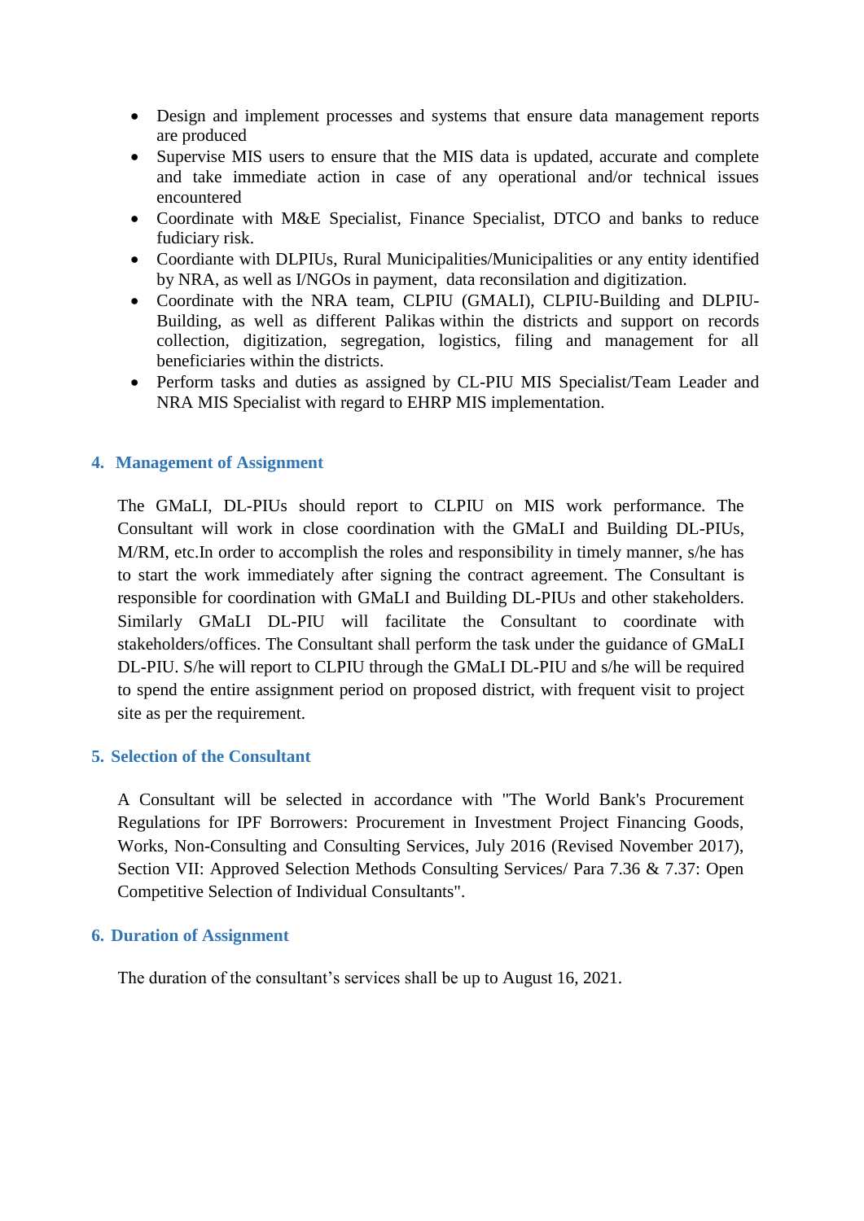- Design and implement processes and systems that ensure data management reports are produced
- Supervise MIS users to ensure that the MIS data is updated, accurate and complete and take immediate action in case of any operational and/or technical issues encountered
- Coordinate with M&E Specialist, Finance Specialist, DTCO and banks to reduce fiduciary risk.
- Coordiante with DLPIUs, Rural Municipalities/Municipalities or any entity identified by NRA, as well as I/NGOs in payment, data reconsilation and digitization.
- Coordinate with the NRA team, CLPIU (GMALI), CLPIU-Building and DLPIU-Building, as well as different Palikas within the districts and support on records collection, digitization, segregation, logistics, filing and management for all beneficiaries within the districts.
- Perform tasks and duties as assigned by CL-PIU MIS Specialist/Team Leader and NRA MIS Specialist with regard to EHRP MIS implementation.

## 4. Management of Assignment

The GMaLI, DL-PIUs should report to CLPIU on MIS work performance. The Consultant will work in close coordination with the GMaLI and Building DL-PIUs, M/RM, etc.In order to accomplish the roles and responsibility in timely manner, s/he has to start the work immediately after signing the contract agreement. The Consultant is responsible for coordination with GMaLI and Building DL-PIUs and other stakeholders. Similarly GMaLI DL-PIU will facilitate the Consultant to coordinate with stakeholders/offices. The Consultant shall perform the task under the guidance of GMaLI DL-PIU. S/he will report to CLPIU through the GMaLI DL-PIU and s/he will be required to spend the entire assignment period on proposed district, with frequent visit to project site as per the requirement.

## 5. Selection of the Consultant

A Consultant will be selected in accordance with "The World Bank's Procurement Regulations for IPF Borrowers: Procurement in Investment Project Financing Goods, Works, Non-Consulting and Consulting Services, July 2016 (Revised November 2017), Section VII: Approved Selection Methods Consulting Services/ Para 7.36 & 7.37: Open Competitive Selection of Individual Consultants".

## 6. Duration of Assignment

The duration of the consultant's services shall be up to August 16, 2021.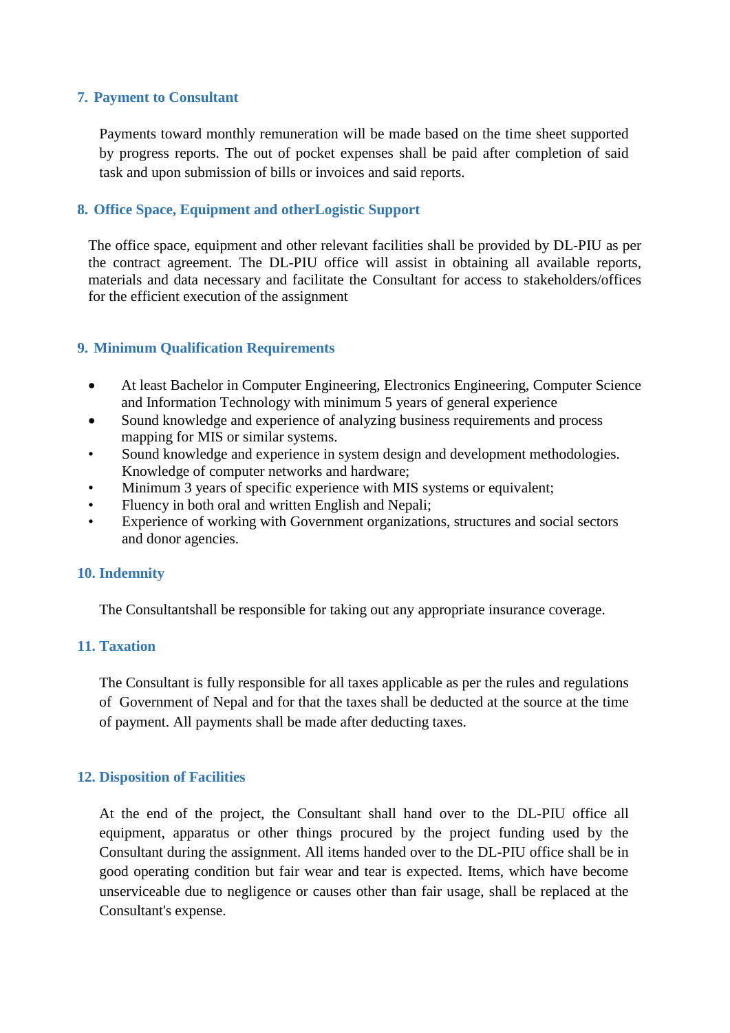## 7. Payment to Consultant

Payments toward monthly remuneration will be made based on the time sheet supported by progress reports. The out of pocket expenses shall be paid after completion of said task and upon submission of bills or invoices and said reports.

## 8. Office Space, Equipment and otherLogistic Support

The office space, equipment and other relevant facilities shall be provided by DL-PIU as per the contract agreement. The DL-PIU office will assist in obtaining all available reports, materials and data necessary and facilitate the Consultant for access to stakeholders/offices for the efficient execution of the assignment

## 9. Minimum Qualification Requirements

- At least Bachelor in Computer Engineering, Electronics Engineering, Computer Science and Information Technology with minimum 5 years of general experience
- Sound knowledge and experience of analyzing business requirements and process mapping for MIS or similar systems.
- Sound knowledge and experience in system design and development methodologies. Knowledge of computer networks and hardware;
- Minimum 3 years of specific experience with MIS systems or equivalent;
- Fluency in both oral and written English and Nepali;
- Experience of working with Government organizations, structures and social sectors and donor agencies.

## 10. Indemnity

The Consultantshall be responsible for taking out any appropriate insurance coverage.

## 11. Taxation

The Consultant is fully responsible for all taxes applicable as per the rules and regulations of Government of Nepal and for that the taxes shall be deducted at the source at the time of payment. All payments shall be made after deducting taxes.

## 12. Disposition of Facilities

At the end of the project, the Consultant shall hand over to the DL-PIU office all equipment, apparatus or other things procured by the project funding used by the Consultant during the assignment. All items handed over to the DL-PIU office shall be in good operating condition but fair wear and tear is expected. Items, which have become unserviceable due to negligence or causes other than fair usage, shall be replaced at the Consultant's expense.